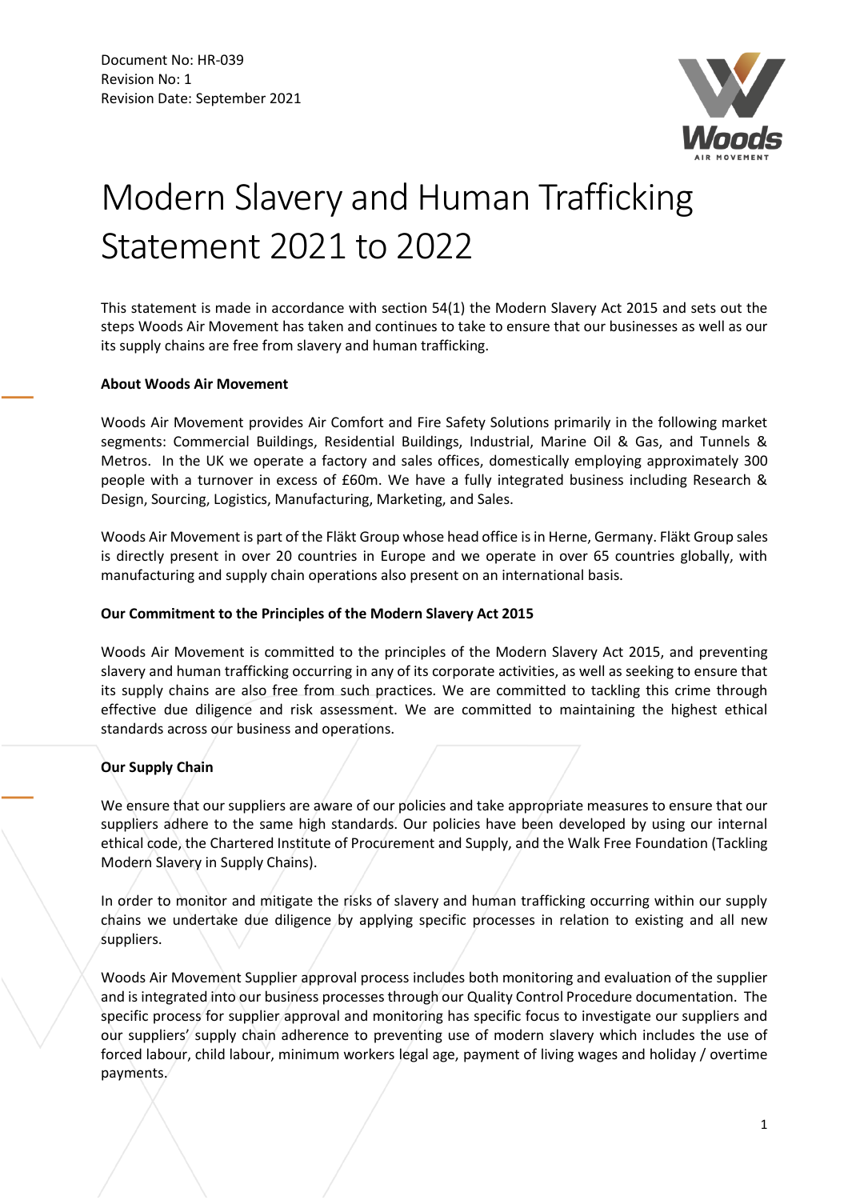Document No: HR-039
Revision No: 1
Revision Date: September 2021

# Modern Slavery and Human Trafficking Statement 2021 to 2022

This statement is made in accordance with section 54(1) the Modern Slavery Act 2015 and sets out the steps Woods Air Movement has taken and continues to take to ensure that our businesses as well as our its supply chains are free from slavery and human trafficking.

**About Woods Air Movement**

Woods Air Movement provides Air Comfort and Fire Safety Solutions primarily in the following market segments: Commercial Buildings, Residential Buildings, Industrial, Marine Oil & Gas, and Tunnels & Metros. In the UK we operate a factory and sales offices, domestically employing approximately 300 people with a turnover in excess of £60m. We have a fully integrated business including Research & Design, Sourcing, Logistics, Manufacturing, Marketing, and Sales.

Woods Air Movement is part of the Fläkt Group whose head office is in Herne, Germany. Fläkt Group sales is directly present in over 20 countries in Europe and we operate in over 65 countries globally, with manufacturing and supply chain operations also present on an international basis.

**Our Commitment to the Principles of the Modern Slavery Act 2015**

Woods Air Movement is committed to the principles of the Modern Slavery Act 2015, and preventing slavery and human trafficking occurring in any of its corporate activities, as well as seeking to ensure that its supply chains are also free from such practices. We are committed to tackling this crime through effective due diligence and risk assessment. We are committed to maintaining the highest ethical standards across our business and operations.

**Our Supply Chain**

We ensure that our suppliers are aware of our policies and take appropriate measures to ensure that our suppliers adhere to the same high standards. Our policies have been developed by using our internal ethical code, the Chartered Institute of Procurement and Supply, and the Walk Free Foundation (Tackling Modern Slavery in Supply Chains).

In order to monitor and mitigate the risks of slavery and human trafficking occurring within our supply chains we undertake due diligence by applying specific processes in relation to existing and all new suppliers.

Woods Air Movement Supplier approval process includes both monitoring and evaluation of the supplier and is integrated into our business processes through our Quality Control Procedure documentation. The specific process for supplier approval and monitoring has specific focus to investigate our suppliers and our suppliers' supply chain adherence to preventing use of modern slavery which includes the use of forced labour, child labour, minimum workers legal age, payment of living wages and holiday / overtime payments.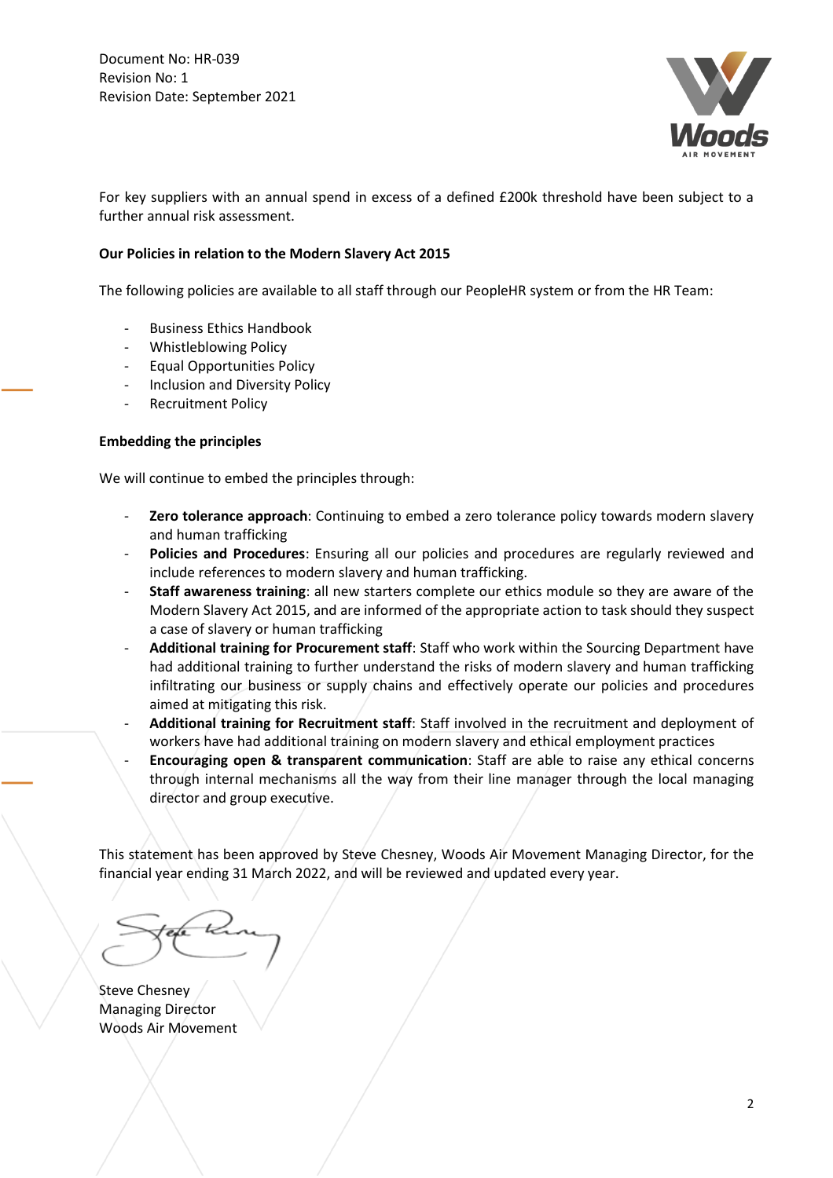For key suppliers with an annual spend in excess of a defined £200k threshold have been subject to a further annual risk assessment.

**Our Policies in relation to the Modern Slavery Act 2015**

The following policies are available to all staff through our PeopleHR system or from the HR Team:

- Business Ethics Handbook
- Whistleblowing Policy
- Equal Opportunities Policy
- Inclusion and Diversity Policy
- Recruitment Policy

**Embedding the principles**

We will continue to embed the principles through:

- **Zero tolerance approach**: Continuing to embed a zero tolerance policy towards modern slavery and human trafficking
- **Policies and Procedures**: Ensuring all our policies and procedures are regularly reviewed and include references to modern slavery and human trafficking.
- **Staff awareness training**: all new starters complete our ethics module so they are aware of the Modern Slavery Act 2015, and are informed of the appropriate action to task should they suspect a case of slavery or human trafficking
- **Additional training for Procurement staff**: Staff who work within the Sourcing Department have had additional training to further understand the risks of modern slavery and human trafficking infiltrating our business or supply chains and effectively operate our policies and procedures aimed at mitigating this risk.
- **Additional training for Recruitment staff**: Staff involved in the recruitment and deployment of workers have had additional training on modern slavery and ethical employment practices
- **Encouraging open & transparent communication**: Staff are able to raise any ethical concerns through internal mechanisms all the way from their line manager through the local managing director and group executive.

This statement has been approved by Steve Chesney, Woods Air Movement Managing Director, for the financial year ending 31 March 2022, and will be reviewed and updated every year.

Steve Chesney
Managing Director
Woods Air Movement